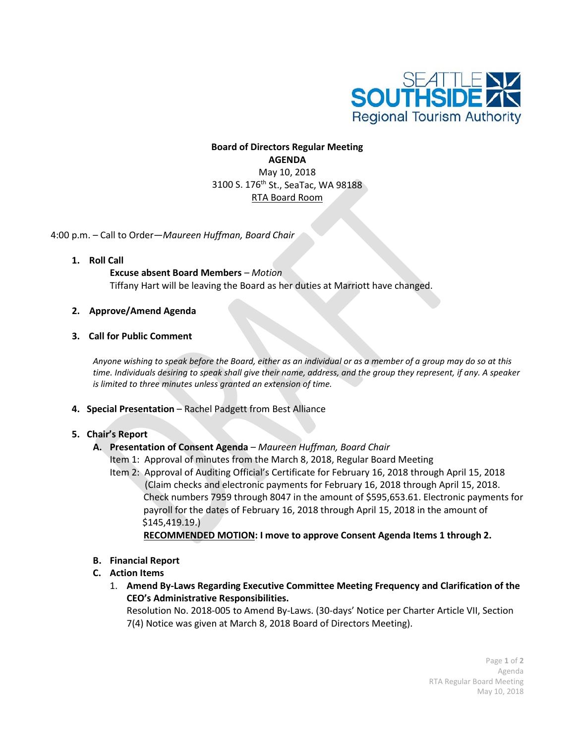**Board of Directors Regular Meeting**
**AGENDA**
May 10, 2018
3100 S. 176th St., SeaTac, WA 98188
RTA Board Room

4:00 p.m. – Call to Order—*Maureen Huffman, Board Chair*

1. **Roll Call**
   **Excuse absent Board Members** – *Motion*
   Tiffany Hart will be leaving the Board as her duties at Marriott have changed.

2. **Approve/Amend Agenda**

3. **Call for Public Comment**

   *Anyone wishing to speak before the Board, either as an individual or as a member of a group may do so at this time. Individuals desiring to speak shall give their name, address, and the group they represent, if any. A speaker is limited to three minutes unless granted an extension of time.*

4. **Special Presentation** – Rachel Padgett from Best Alliance

5. **Chair's Report**

   A. **Presentation of Consent Agenda** – *Maureen Huffman, Board Chair*
      Item 1: Approval of minutes from the March 8, 2018, Regular Board Meeting
      Item 2: Approval of Auditing Official's Certificate for February 16, 2018 through April 15, 2018 (Claim checks and electronic payments for February 16, 2018 through April 15, 2018. Check numbers 7959 through 8047 in the amount of $595,653.61. Electronic payments for payroll for the dates of February 16, 2018 through April 15, 2018 in the amount of $145,419.19.)

      **RECOMMENDED MOTION: I move to approve Consent Agenda Items 1 through 2.**

   B. **Financial Report**

   C. **Action Items**
      1. **Amend By-Laws Regarding Executive Committee Meeting Frequency and Clarification of the CEO's Administrative Responsibilities.**
         Resolution No. 2018-005 to Amend By-Laws. (30-days' Notice per Charter Article VII, Section 7(4) Notice was given at March 8, 2018 Board of Directors Meeting).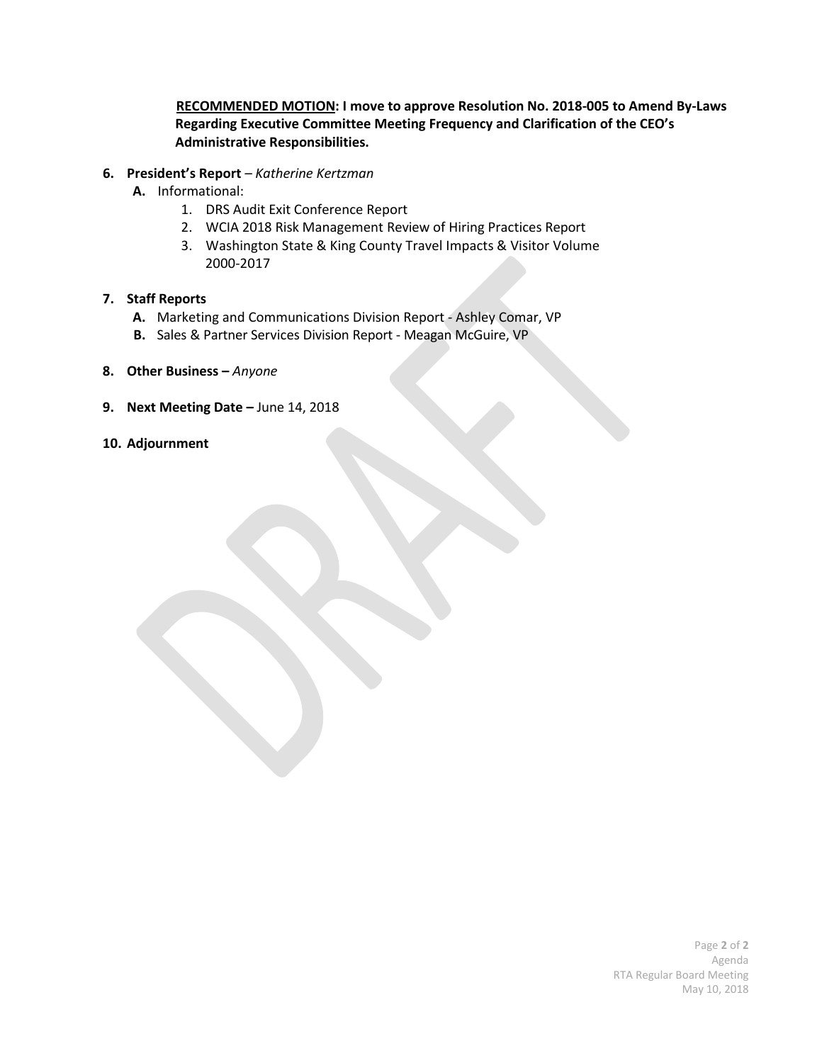**<u>RECOMMENDED MOTION</u>: I move to approve Resolution No. 2018-005 to Amend By-Laws Regarding Executive Committee Meeting Frequency and Clarification of the CEO's Administrative Responsibilities.**

6. **President's Report** – *Katherine Kertzman*
   - **A.** Informational:
     1. DRS Audit Exit Conference Report
     2. WCIA 2018 Risk Management Review of Hiring Practices Report
     3. Washington State & King County Travel Impacts & Visitor Volume 2000-2017

7. **Staff Reports**
   - **A.** Marketing and Communications Division Report - Ashley Comar, VP
   - **B.** Sales & Partner Services Division Report - Meagan McGuire, VP

8. **Other Business –** *Anyone*

9. **Next Meeting Date –** June 14, 2018

10. **Adjournment**

DRAFT